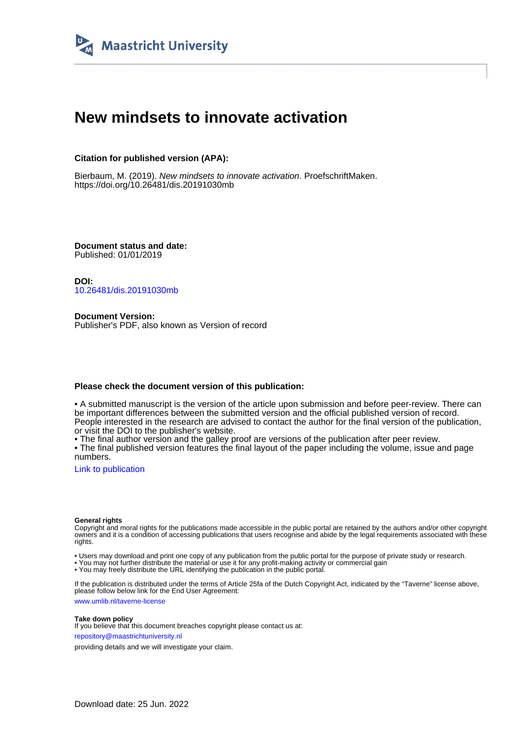Maastricht University

# New mindsets to innovate activation

**Citation for published version (APA):**

Bierbaum, M. (2019). *New mindsets to innovate activation*. ProefschriftMaken. https://doi.org/10.26481/dis.20191030mb

**Document status and date:**
Published: 01/01/2019

**DOI:**
10.26481/dis.20191030mb

**Document Version:**
Publisher's PDF, also known as Version of record

**Please check the document version of this publication:**

• A submitted manuscript is the version of the article upon submission and before peer-review. There can be important differences between the submitted version and the official published version of record. People interested in the research are advised to contact the author for the final version of the publication, or visit the DOI to the publisher's website.
• The final author version and the galley proof are versions of the publication after peer review.
• The final published version features the final layout of the paper including the volume, issue and page numbers.

Link to publication

**General rights**
Copyright and moral rights for the publications made accessible in the public portal are retained by the authors and/or other copyright owners and it is a condition of accessing publications that users recognise and abide by the legal requirements associated with these rights.

• Users may download and print one copy of any publication from the public portal for the purpose of private study or research.
• You may not further distribute the material or use it for any profit-making activity or commercial gain
• You may freely distribute the URL identifying the publication in the public portal.

If the publication is distributed under the terms of Article 25fa of the Dutch Copyright Act, indicated by the "Taverne" license above, please follow below link for the End User Agreement:

www.umlib.nl/taverne-license

**Take down policy**
If you believe that this document breaches copyright please contact us at:

repository@maastrichtuniversity.nl

providing details and we will investigate your claim.

Download date: 25 Jun. 2022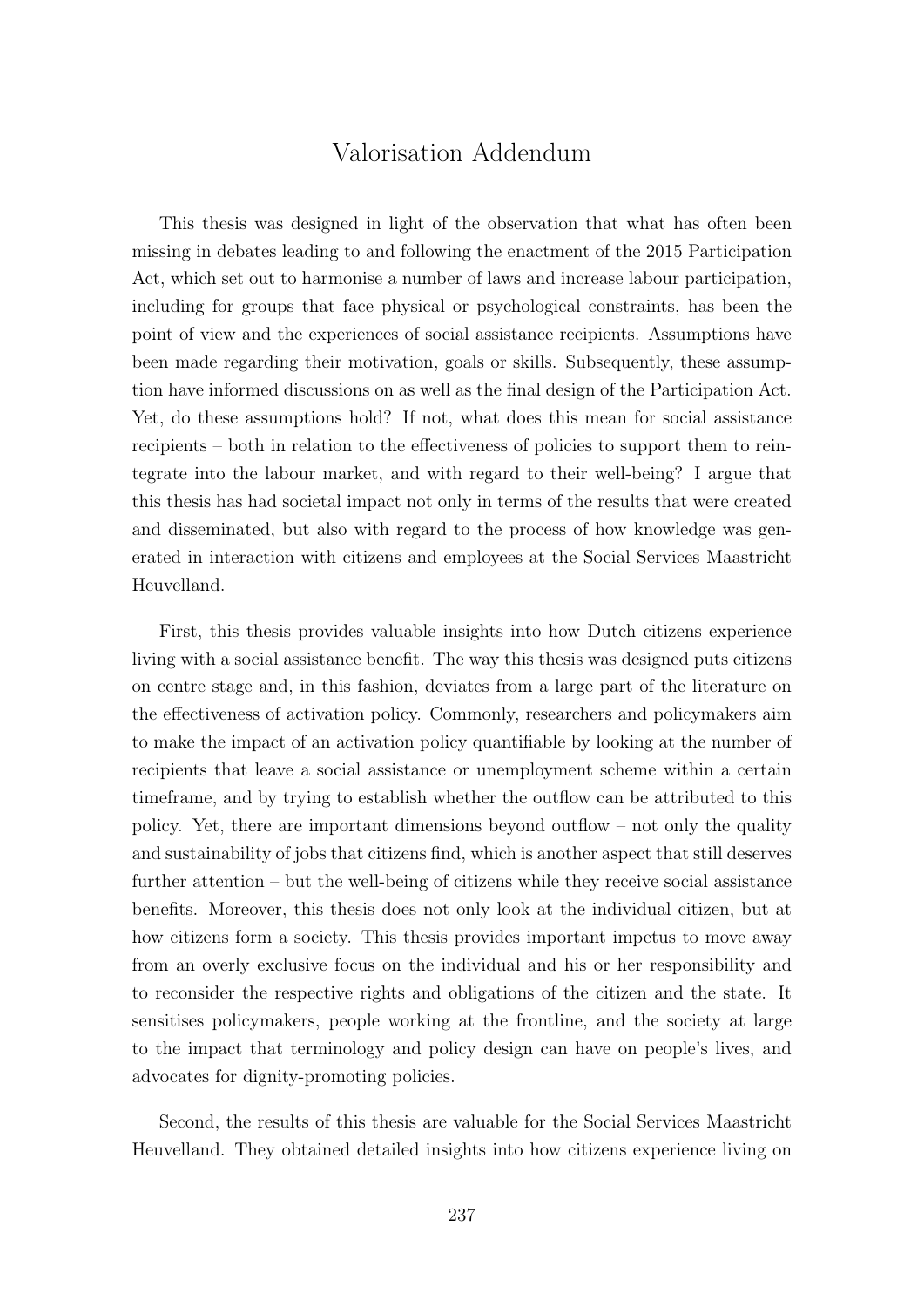# Valorisation Addendum

This thesis was designed in light of the observation that what has often been missing in debates leading to and following the enactment of the 2015 Participation Act, which set out to harmonise a number of laws and increase labour participation, including for groups that face physical or psychological constraints, has been the point of view and the experiences of social assistance recipients. Assumptions have been made regarding their motivation, goals or skills. Subsequently, these assumption have informed discussions on as well as the final design of the Participation Act. Yet, do these assumptions hold? If not, what does this mean for social assistance recipients – both in relation to the effectiveness of policies to support them to reintegrate into the labour market, and with regard to their well-being? I argue that this thesis has had societal impact not only in terms of the results that were created and disseminated, but also with regard to the process of how knowledge was generated in interaction with citizens and employees at the Social Services Maastricht Heuvelland.

First, this thesis provides valuable insights into how Dutch citizens experience living with a social assistance benefit. The way this thesis was designed puts citizens on centre stage and, in this fashion, deviates from a large part of the literature on the effectiveness of activation policy. Commonly, researchers and policymakers aim to make the impact of an activation policy quantifiable by looking at the number of recipients that leave a social assistance or unemployment scheme within a certain timeframe, and by trying to establish whether the outflow can be attributed to this policy. Yet, there are important dimensions beyond outflow – not only the quality and sustainability of jobs that citizens find, which is another aspect that still deserves further attention – but the well-being of citizens while they receive social assistance benefits. Moreover, this thesis does not only look at the individual citizen, but at how citizens form a society. This thesis provides important impetus to move away from an overly exclusive focus on the individual and his or her responsibility and to reconsider the respective rights and obligations of the citizen and the state. It sensitises policymakers, people working at the frontline, and the society at large to the impact that terminology and policy design can have on people's lives, and advocates for dignity-promoting policies.

Second, the results of this thesis are valuable for the Social Services Maastricht Heuvelland. They obtained detailed insights into how citizens experience living on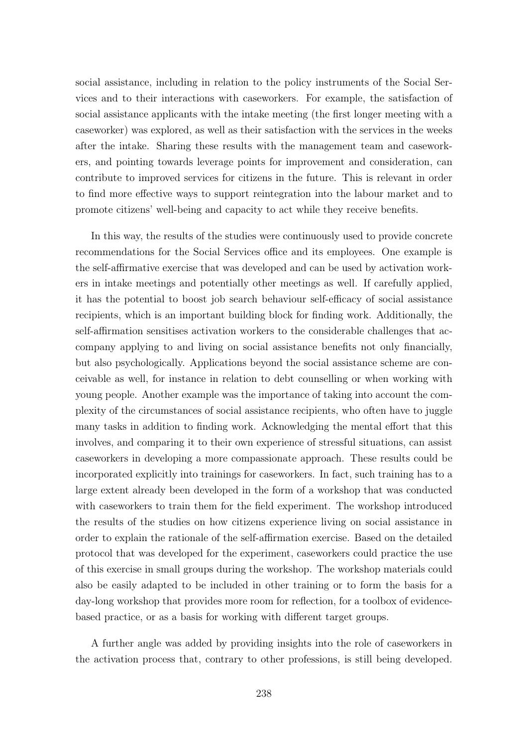social assistance, including in relation to the policy instruments of the Social Services and to their interactions with caseworkers. For example, the satisfaction of social assistance applicants with the intake meeting (the first longer meeting with a caseworker) was explored, as well as their satisfaction with the services in the weeks after the intake. Sharing these results with the management team and caseworkers, and pointing towards leverage points for improvement and consideration, can contribute to improved services for citizens in the future. This is relevant in order to find more effective ways to support reintegration into the labour market and to promote citizens' well-being and capacity to act while they receive benefits.

In this way, the results of the studies were continuously used to provide concrete recommendations for the Social Services office and its employees. One example is the self-affirmative exercise that was developed and can be used by activation workers in intake meetings and potentially other meetings as well. If carefully applied, it has the potential to boost job search behaviour self-efficacy of social assistance recipients, which is an important building block for finding work. Additionally, the self-affirmation sensitises activation workers to the considerable challenges that accompany applying to and living on social assistance benefits not only financially, but also psychologically. Applications beyond the social assistance scheme are conceivable as well, for instance in relation to debt counselling or when working with young people. Another example was the importance of taking into account the complexity of the circumstances of social assistance recipients, who often have to juggle many tasks in addition to finding work. Acknowledging the mental effort that this involves, and comparing it to their own experience of stressful situations, can assist caseworkers in developing a more compassionate approach. These results could be incorporated explicitly into trainings for caseworkers. In fact, such training has to a large extent already been developed in the form of a workshop that was conducted with caseworkers to train them for the field experiment. The workshop introduced the results of the studies on how citizens experience living on social assistance in order to explain the rationale of the self-affirmation exercise. Based on the detailed protocol that was developed for the experiment, caseworkers could practice the use of this exercise in small groups during the workshop. The workshop materials could also be easily adapted to be included in other training or to form the basis for a day-long workshop that provides more room for reflection, for a toolbox of evidence-based practice, or as a basis for working with different target groups.

A further angle was added by providing insights into the role of caseworkers in the activation process that, contrary to other professions, is still being developed.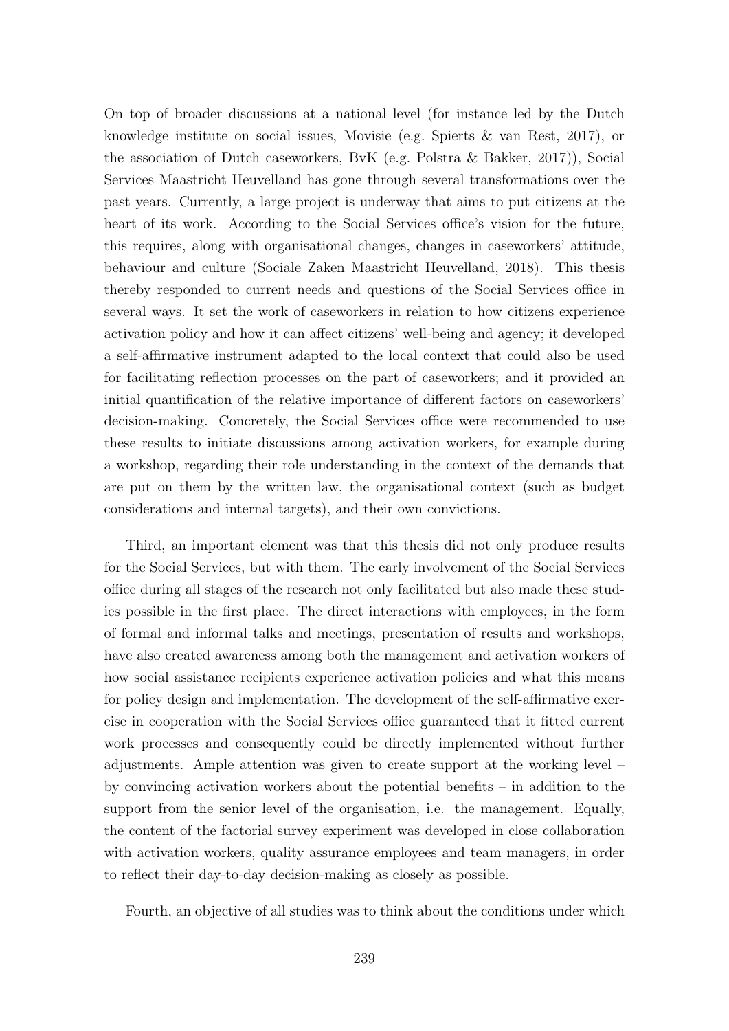On top of broader discussions at a national level (for instance led by the Dutch knowledge institute on social issues, Movisie (e.g. Spierts & van Rest, 2017), or the association of Dutch caseworkers, BvK (e.g. Polstra & Bakker, 2017)), Social Services Maastricht Heuvelland has gone through several transformations over the past years. Currently, a large project is underway that aims to put citizens at the heart of its work. According to the Social Services office's vision for the future, this requires, along with organisational changes, changes in caseworkers' attitude, behaviour and culture (Sociale Zaken Maastricht Heuvelland, 2018). This thesis thereby responded to current needs and questions of the Social Services office in several ways. It set the work of caseworkers in relation to how citizens experience activation policy and how it can affect citizens' well-being and agency; it developed a self-affirmative instrument adapted to the local context that could also be used for facilitating reflection processes on the part of caseworkers; and it provided an initial quantification of the relative importance of different factors on caseworkers' decision-making. Concretely, the Social Services office were recommended to use these results to initiate discussions among activation workers, for example during a workshop, regarding their role understanding in the context of the demands that are put on them by the written law, the organisational context (such as budget considerations and internal targets), and their own convictions.

Third, an important element was that this thesis did not only produce results for the Social Services, but with them. The early involvement of the Social Services office during all stages of the research not only facilitated but also made these studies possible in the first place. The direct interactions with employees, in the form of formal and informal talks and meetings, presentation of results and workshops, have also created awareness among both the management and activation workers of how social assistance recipients experience activation policies and what this means for policy design and implementation. The development of the self-affirmative exercise in cooperation with the Social Services office guaranteed that it fitted current work processes and consequently could be directly implemented without further adjustments. Ample attention was given to create support at the working level – by convincing activation workers about the potential benefits – in addition to the support from the senior level of the organisation, i.e. the management. Equally, the content of the factorial survey experiment was developed in close collaboration with activation workers, quality assurance employees and team managers, in order to reflect their day-to-day decision-making as closely as possible.

Fourth, an objective of all studies was to think about the conditions under which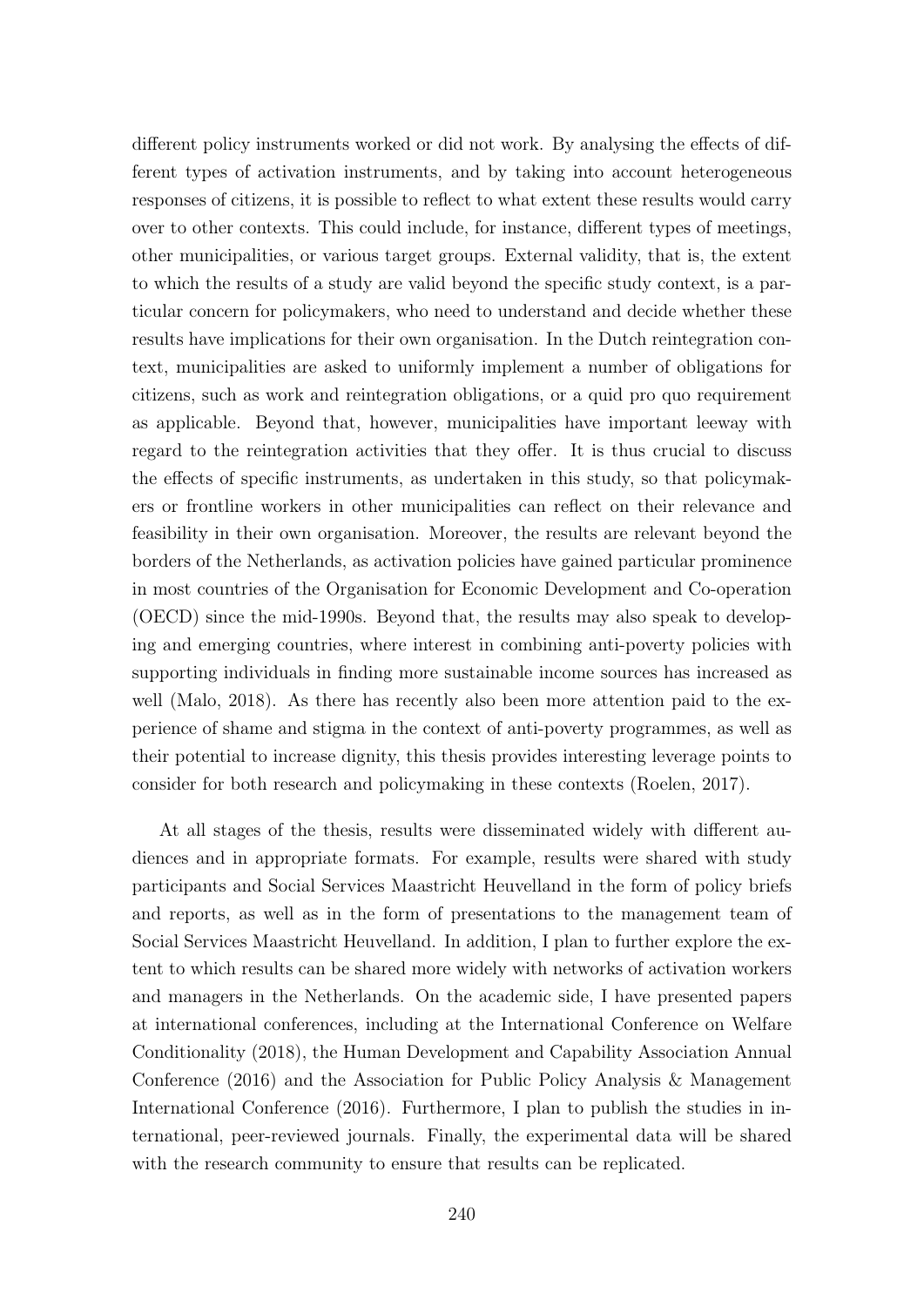different policy instruments worked or did not work. By analysing the effects of different types of activation instruments, and by taking into account heterogeneous responses of citizens, it is possible to reflect to what extent these results would carry over to other contexts. This could include, for instance, different types of meetings, other municipalities, or various target groups. External validity, that is, the extent to which the results of a study are valid beyond the specific study context, is a particular concern for policymakers, who need to understand and decide whether these results have implications for their own organisation. In the Dutch reintegration context, municipalities are asked to uniformly implement a number of obligations for citizens, such as work and reintegration obligations, or a quid pro quo requirement as applicable. Beyond that, however, municipalities have important leeway with regard to the reintegration activities that they offer. It is thus crucial to discuss the effects of specific instruments, as undertaken in this study, so that policymakers or frontline workers in other municipalities can reflect on their relevance and feasibility in their own organisation. Moreover, the results are relevant beyond the borders of the Netherlands, as activation policies have gained particular prominence in most countries of the Organisation for Economic Development and Co-operation (OECD) since the mid-1990s. Beyond that, the results may also speak to developing and emerging countries, where interest in combining anti-poverty policies with supporting individuals in finding more sustainable income sources has increased as well (Malo, 2018). As there has recently also been more attention paid to the experience of shame and stigma in the context of anti-poverty programmes, as well as their potential to increase dignity, this thesis provides interesting leverage points to consider for both research and policymaking in these contexts (Roelen, 2017).

At all stages of the thesis, results were disseminated widely with different audiences and in appropriate formats. For example, results were shared with study participants and Social Services Maastricht Heuvelland in the form of policy briefs and reports, as well as in the form of presentations to the management team of Social Services Maastricht Heuvelland. In addition, I plan to further explore the extent to which results can be shared more widely with networks of activation workers and managers in the Netherlands. On the academic side, I have presented papers at international conferences, including at the International Conference on Welfare Conditionality (2018), the Human Development and Capability Association Annual Conference (2016) and the Association for Public Policy Analysis & Management International Conference (2016). Furthermore, I plan to publish the studies in international, peer-reviewed journals. Finally, the experimental data will be shared with the research community to ensure that results can be replicated.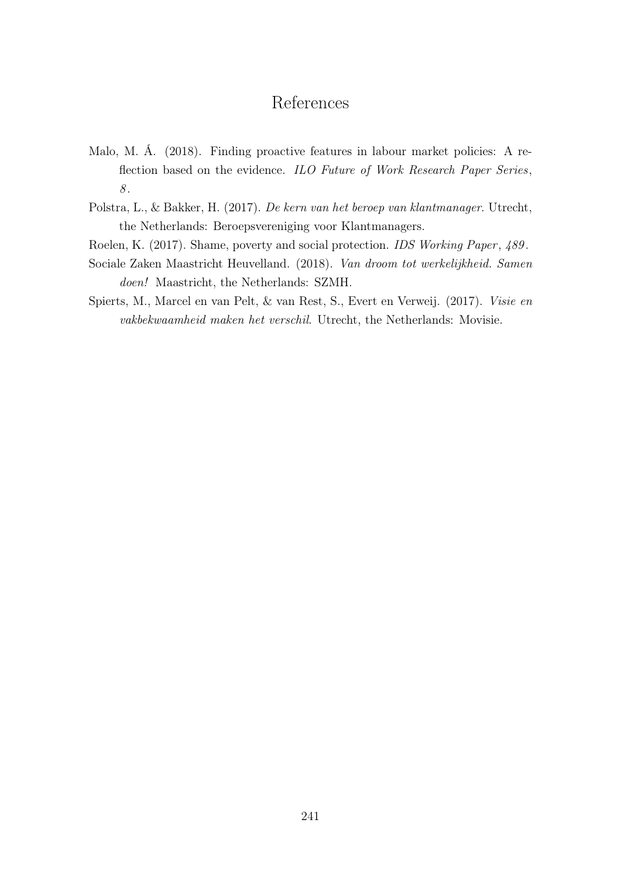# References

Malo, M. Á. (2018). Finding proactive features in labour market policies: A reflection based on the evidence. *ILO Future of Work Research Paper Series*, *8*.

Polstra, L., & Bakker, H. (2017). *De kern van het beroep van klantmanager*. Utrecht, the Netherlands: Beroepsvereniging voor Klantmanagers.

Roelen, K. (2017). Shame, poverty and social protection. *IDS Working Paper*, *489*.

Sociale Zaken Maastricht Heuvelland. (2018). *Van droom tot werkelijkheid. Samen doen!* Maastricht, the Netherlands: SZMH.

Spierts, M., Marcel en van Pelt, & van Rest, S., Evert en Verweij. (2017). *Visie en vakbekwaamheid maken het verschil*. Utrecht, the Netherlands: Movisie.